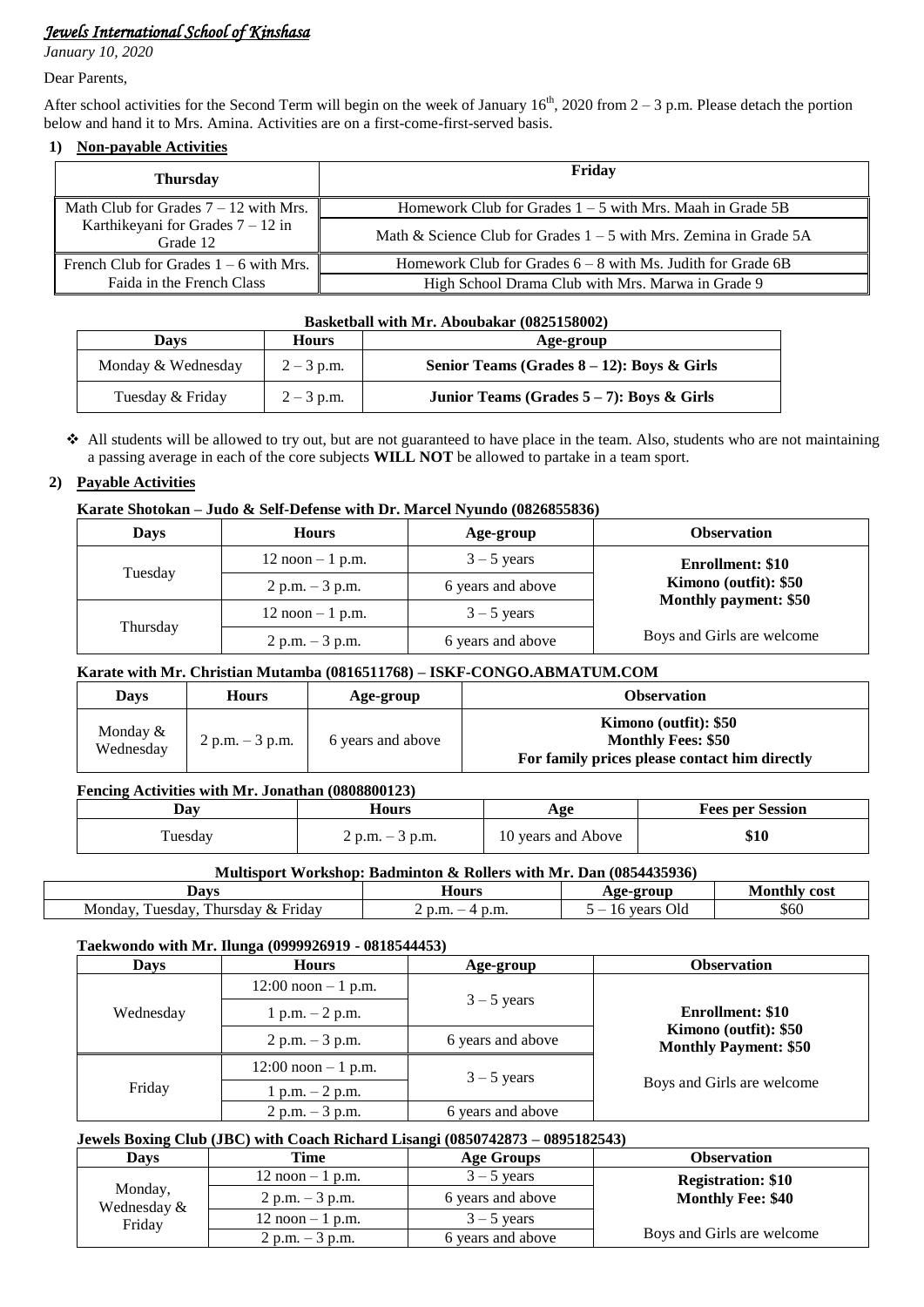*Jewels International School of Kinshasa*

*January 10, 2020*

Dear Parents,

After school activities for the Second Term will begin on the week of January 16th, 2020 from 2 – 3 p.m. Please detach the portion below and hand it to Mrs. Amina. Activities are on a first-come-first-served basis.

## 1) Non-payable Activities

| Thursday | Friday |
|---|---|
| Math Club for Grades 7 – 12 with Mrs. Karthikeyani for Grades 7 – 12 in Grade 12 | Homework Club for Grades 1 – 5 with Mrs. Maah in Grade 5B |
| | Math & Science Club for Grades 1 – 5 with Mrs. Zemina in Grade 5A |
| French Club for Grades 1 – 6 with Mrs. Faida in the French Class | Homework Club for Grades 6 – 8 with Ms. Judith for Grade 6B |
| | High School Drama Club with Mrs. Marwa in Grade 9 |

**Basketball with Mr. Aboubakar (0825158002)**

| Days | Hours | Age-group |
|---|---|---|
| Monday & Wednesday | 2 – 3 p.m. | **Senior Teams (Grades 8 – 12): Boys & Girls** |
| Tuesday & Friday | 2 – 3 p.m. | **Junior Teams (Grades 5 – 7): Boys & Girls** |

- All students will be allowed to try out, but are not guaranteed to have place in the team. Also, students who are not maintaining a passing average in each of the core subjects **WILL NOT** be allowed to partake in a team sport.

## 2) Payable Activities

**Karate Shotokan – Judo & Self-Defense with Dr. Marcel Nyundo (0826855836)**

| Days | Hours | Age-group | Observation |
|---|---|---|---|
| Tuesday | 12 noon – 1 p.m. | 3 – 5 years | **Enrollment: $10** **Kimono (outfit): $50** **Monthly payment: $50** Boys and Girls are welcome |
| | 2 p.m. – 3 p.m. | 6 years and above | |
| Thursday | 12 noon – 1 p.m. | 3 – 5 years | |
| | 2 p.m. – 3 p.m. | 6 years and above | |

**Karate with Mr. Christian Mutamba (0816511768) – ISKF-CONGO.ABMATUM.COM**

| Days | Hours | Age-group | Observation |
|---|---|---|---|
| Monday & Wednesday | 2 p.m. – 3 p.m. | 6 years and above | **Kimono (outfit): $50** **Monthly Fees: $50** **For family prices please contact him directly** |

**Fencing Activities with Mr. Jonathan (0808800123)**

| Day | Hours | Age | Fees per Session |
|---|---|---|---|
| Tuesday | 2 p.m. – 3 p.m. | 10 years and Above | **$10** |

**Multisport Workshop: Badminton & Rollers with Mr. Dan (0854435936)**

| Days | Hours | Age-group | Monthly cost |
|---|---|---|---|
| Monday, Tuesday, Thursday & Friday | 2 p.m. – 4 p.m. | 5 – 16 years Old | $60 |

**Taekwondo with Mr. Ilunga (0999926919 - 0818544453)**

| Days | Hours | Age-group | Observation |
|---|---|---|---|
| Wednesday | 12:00 noon – 1 p.m. | 3 – 5 years | **Enrollment: $10** **Kimono (outfit): $50** **Monthly Payment: $50** Boys and Girls are welcome |
| | 1 p.m. – 2 p.m. | | |
| | 2 p.m. – 3 p.m. | 6 years and above | |
| Friday | 12:00 noon – 1 p.m. | 3 – 5 years | |
| | 1 p.m. – 2 p.m. | | |
| | 2 p.m. – 3 p.m. | 6 years and above | |

**Jewels Boxing Club (JBC) with Coach Richard Lisangi (0850742873 – 0895182543)**

| Days | Time | Age Groups | Observation |
|---|---|---|---|
| Monday, Wednesday & Friday | 12 noon – 1 p.m. | 3 – 5 years | **Registration: $10** **Monthly Fee: $40** Boys and Girls are welcome |
| | 2 p.m. – 3 p.m. | 6 years and above | |
| | 12 noon – 1 p.m. | 3 – 5 years | |
| | 2 p.m. – 3 p.m. | 6 years and above | |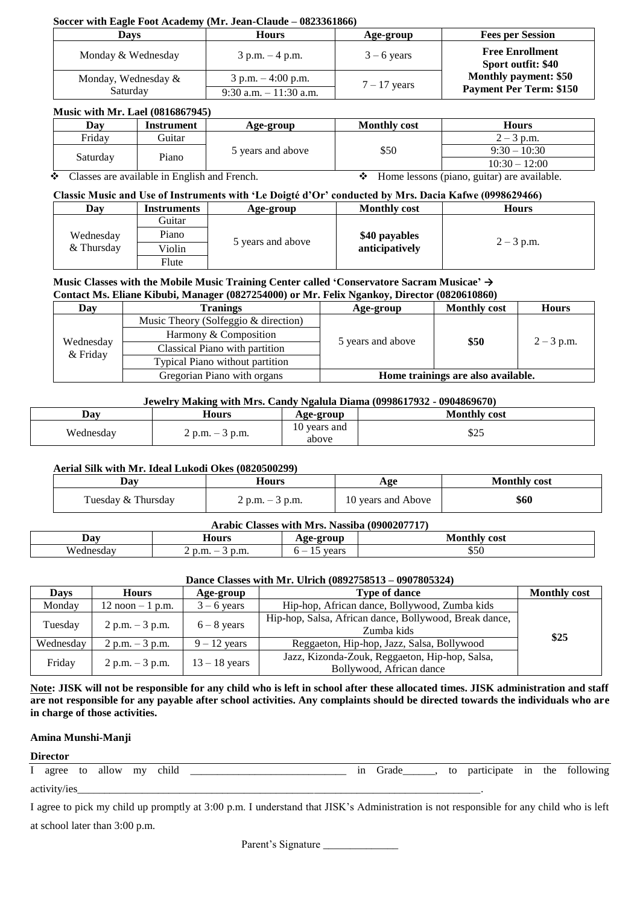**Soccer with Eagle Foot Academy (Mr. Jean-Claude – 0823361866)**

| Days | Hours | Age-group | Fees per Session |
|---|---|---|---|
| Monday & Wednesday | 3 p.m. – 4 p.m. | 3 – 6 years | **Free Enrollment** **Sport outfit: $40** **Monthly payment: $50** **Payment Per Term: $150** |
| Monday, Wednesday & Saturday | 3 p.m. – 4:00 p.m. 9:30 a.m. – 11:30 a.m. | 7 – 17 years | |

**Music with Mr. Lael (0816867945)**

| Day | Instrument | Age-group | Monthly cost | Hours |
|---|---|---|---|---|
| Friday | Guitar | 5 years and above | $50 | 2 – 3 p.m. |
| Saturday | Piano | | | 9:30 – 10:30 |
| | | | | 10:30 – 12:00 |

- Classes are available in English and French.
- Home lessons (piano, guitar) are available.

**Classic Music and Use of Instruments with 'Le Doigté d'Or' conducted by Mrs. Dacia Kafwe (0998629466)**

| Day | Instruments | Age-group | Monthly cost | Hours |
|---|---|---|---|---|
| Wednesday & Thursday | Guitar | 5 years and above | **$40 payables anticipatively** | 2 – 3 p.m. |
| | Piano | | | |
| | Violin | | | |
| | Flute | | | |

**Music Classes with the Mobile Music Training Center called 'Conservatore Sacram Musicae' → Contact Ms. Eliane Kibubi, Manager (0827254000) or Mr. Felix Ngankoy, Director (0820610860)**

| Day | Tranings | Age-group | Monthly cost | Hours |
|---|---|---|---|---|
| Wednesday & Friday | Music Theory (Solfeggio & direction) | 5 years and above | **$50** | 2 – 3 p.m. |
| | Harmony & Composition | | | |
| | Classical Piano with partition | | | |
| | Typical Piano without partition | | | |
| | Gregorian Piano with organs | **Home trainings are also available.** | | |

**Jewelry Making with Mrs. Candy Ngalula Diama (0998617932 - 0904869670)**

| Day | Hours | Age-group | Monthly cost |
|---|---|---|---|
| Wednesday | 2 p.m. – 3 p.m. | 10 years and above | $25 |

**Aerial Silk with Mr. Ideal Lukodi Okes (0820500299)**

| Day | Hours | Age | Monthly cost |
|---|---|---|---|
| Tuesday & Thursday | 2 p.m. – 3 p.m. | 10 years and Above | **$60** |

**Arabic Classes with Mrs. Nassiba (0900207717)**

| Day | Hours | Age-group | Monthly cost |
|---|---|---|---|
| Wednesday | 2 p.m. – 3 p.m. | 6 – 15 years | $50 |

**Dance Classes with Mr. Ulrich (0892758513 – 0907805324)**

| Days | Hours | Age-group | Type of dance | Monthly cost |
|---|---|---|---|---|
| Monday | 12 noon – 1 p.m. | 3 – 6 years | Hip-hop, African dance, Bollywood, Zumba kids | **$25** |
| Tuesday | 2 p.m. – 3 p.m. | 6 – 8 years | Hip-hop, Salsa, African dance, Bollywood, Break dance, Zumba kids | |
| Wednesday | 2 p.m. – 3 p.m. | 9 – 12 years | Reggaeton, Hip-hop, Jazz, Salsa, Bollywood | |
| Friday | 2 p.m. – 3 p.m. | 13 – 18 years | Jazz, Kizonda-Zouk, Reggaeton, Hip-hop, Salsa, Bollywood, African dance | |

**Note: JISK will not be responsible for any child who is left in school after these allocated times. JISK administration and staff are not responsible for any payable after school activities. Any complaints should be directed towards the individuals who are in charge of those activities.**

**Amina Munshi-Manji**

**Director**

I agree to allow my child ____________________________ in Grade______, to participate in the following activity/ies________________________________________________________________________________.

I agree to pick my child up promptly at 3:00 p.m. I understand that JISK's Administration is not responsible for any child who is left at school later than 3:00 p.m.

Parent's Signature ______________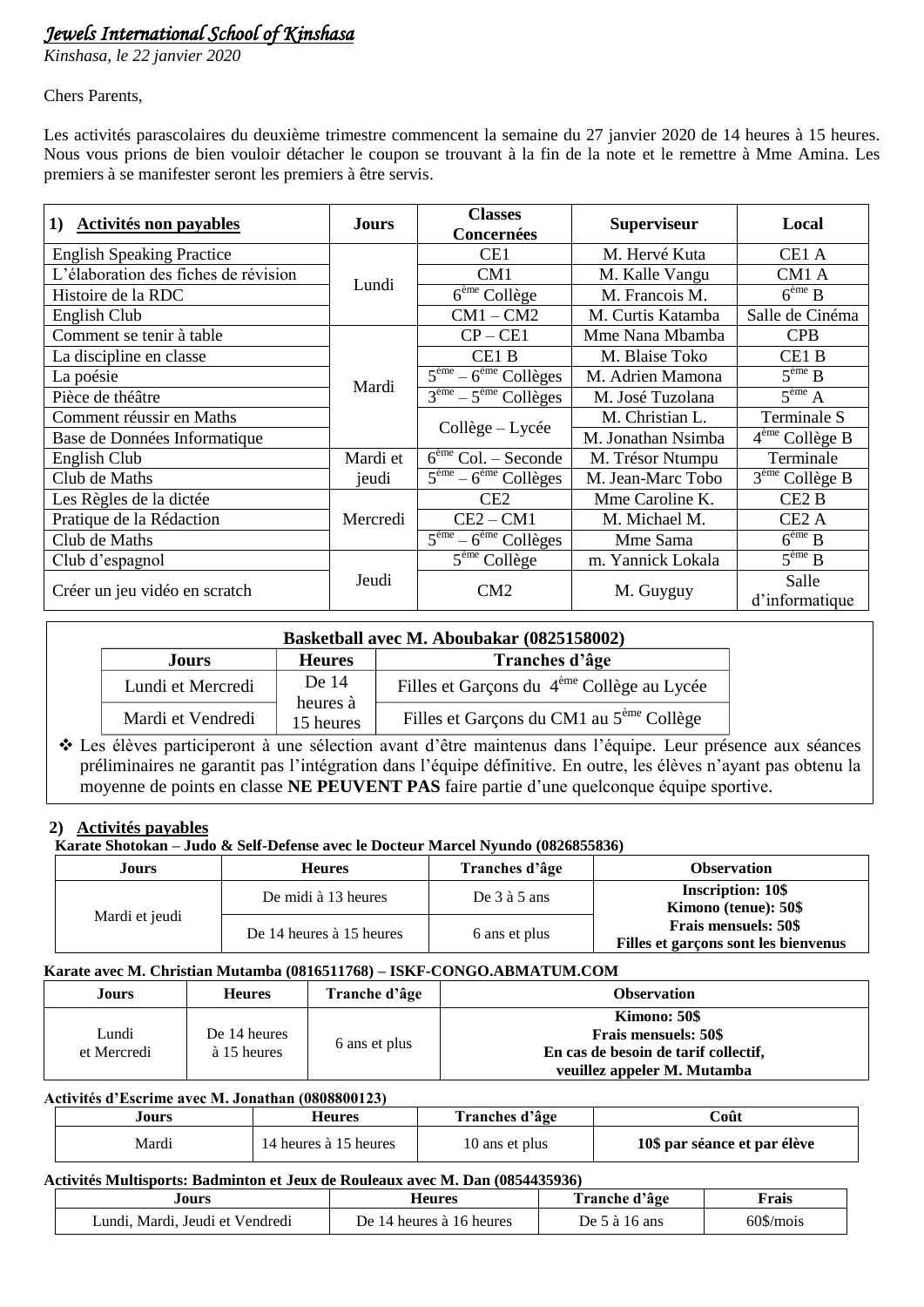*Jewels International School of Kinshasa*

*Kinshasa, le 22 janvier 2020*

Chers Parents,

Les activités parascolaires du deuxième trimestre commencent la semaine du 27 janvier 2020 de 14 heures à 15 heures. Nous vous prions de bien vouloir détacher le coupon se trouvant à la fin de la note et le remettre à Mme Amina. Les premiers à se manifester seront les premiers à être servis.

| **1) Activités non payables** | **Jours** | **Classes Concernées** | **Superviseur** | **Local** |
|---|---|---|---|---|
| English Speaking Practice | Lundi | CE1 | M. Hervé Kuta | CE1 A |
| L'élaboration des fiches de révision | | CM1 | M. Kalle Vangu | CM1 A |
| Histoire de la RDC | | 6ème Collège | M. Francois M. | 6ème B |
| English Club | | CM1 – CM2 | M. Curtis Katamba | Salle de Cinéma |
| Comment se tenir à table | Mardi | CP – CE1 | Mme Nana Mbamba | CPB |
| La discipline en classe | | CE1 B | M. Blaise Toko | CE1 B |
| La poésie | | 5ème – 6ème Collèges | M. Adrien Mamona | 5ème B |
| Pièce de théâtre | | 3ème – 5ème Collèges | M. José Tuzolana | 5ème A |
| Comment réussir en Maths | | Collège – Lycée | M. Christian L. | Terminale S |
| Base de Données Informatique | | | M. Jonathan Nsimba | 4ème Collège B |
| English Club | Mardi et jeudi | 6ème Col. – Seconde | M. Trésor Ntumpu | Terminale |
| Club de Maths | | 5ème – 6ème Collèges | M. Jean-Marc Tobo | 3ème Collège B |
| Les Règles de la dictée | Mercredi | CE2 | Mme Caroline K. | CE2 B |
| Pratique de la Rédaction | | CE2 – CM1 | M. Michael M. | CE2 A |
| Club de Maths | | 5ème – 6ème Collèges | Mme Sama | 6ème B |
| Club d'espagnol | Jeudi | 5ème Collège | m. Yannick Lokala | 5ème B |
| Créer un jeu vidéo en scratch | | CM2 | M. Guyguy | Salle d'informatique |

**Basketball avec M. Aboubakar (0825158002)**

| **Jours** | **Heures** | **Tranches d'âge** |
|---|---|---|
| Lundi et Mercredi | De 14 heures à 15 heures | Filles et Garçons du 4ème Collège au Lycée |
| Mardi et Vendredi | | Filles et Garçons du CM1 au 5ème Collège |

- Les élèves participeront à une sélection avant d'être maintenus dans l'équipe. Leur présence aux séances préliminaires ne garantit pas l'intégration dans l'équipe définitive. En outre, les élèves n'ayant pas obtenu la moyenne de points en classe **NE PEUVENT PAS** faire partie d'une quelconque équipe sportive.

## 2) Activités payables

**Karate Shotokan – Judo & Self-Defense avec le Docteur Marcel Nyundo (0826855836)**

| **Jours** | **Heures** | **Tranches d'âge** | **Observation** |
|---|---|---|---|
| Mardi et jeudi | De midi à 13 heures | De 3 à 5 ans | **Inscription: 10$ Kimono (tenue): 50$ Frais mensuels: 50$ Filles et garçons sont les bienvenus** |
| | De 14 heures à 15 heures | 6 ans et plus | |

**Karate avec M. Christian Mutamba (0816511768) – ISKF-CONGO.ABMATUM.COM**

| **Jours** | **Heures** | **Tranche d'âge** | **Observation** |
|---|---|---|---|
| Lundi et Mercredi | De 14 heures à 15 heures | 6 ans et plus | **Kimono: 50$ Frais mensuels: 50$ En cas de besoin de tarif collectif, veuillez appeler M. Mutamba** |

**Activités d'Escrime avec M. Jonathan (0808800123)**

| **Jours** | **Heures** | **Tranches d'âge** | **Coût** |
|---|---|---|---|
| Mardi | 14 heures à 15 heures | 10 ans et plus | **10$ par séance et par élève** |

**Activités Multisports: Badminton et Jeux de Rouleaux avec M. Dan (0854435936)**

| **Jours** | **Heures** | **Tranche d'âge** | **Frais** |
|---|---|---|---|
| Lundi, Mardi, Jeudi et Vendredi | De 14 heures à 16 heures | De 5 à 16 ans | 60$/mois |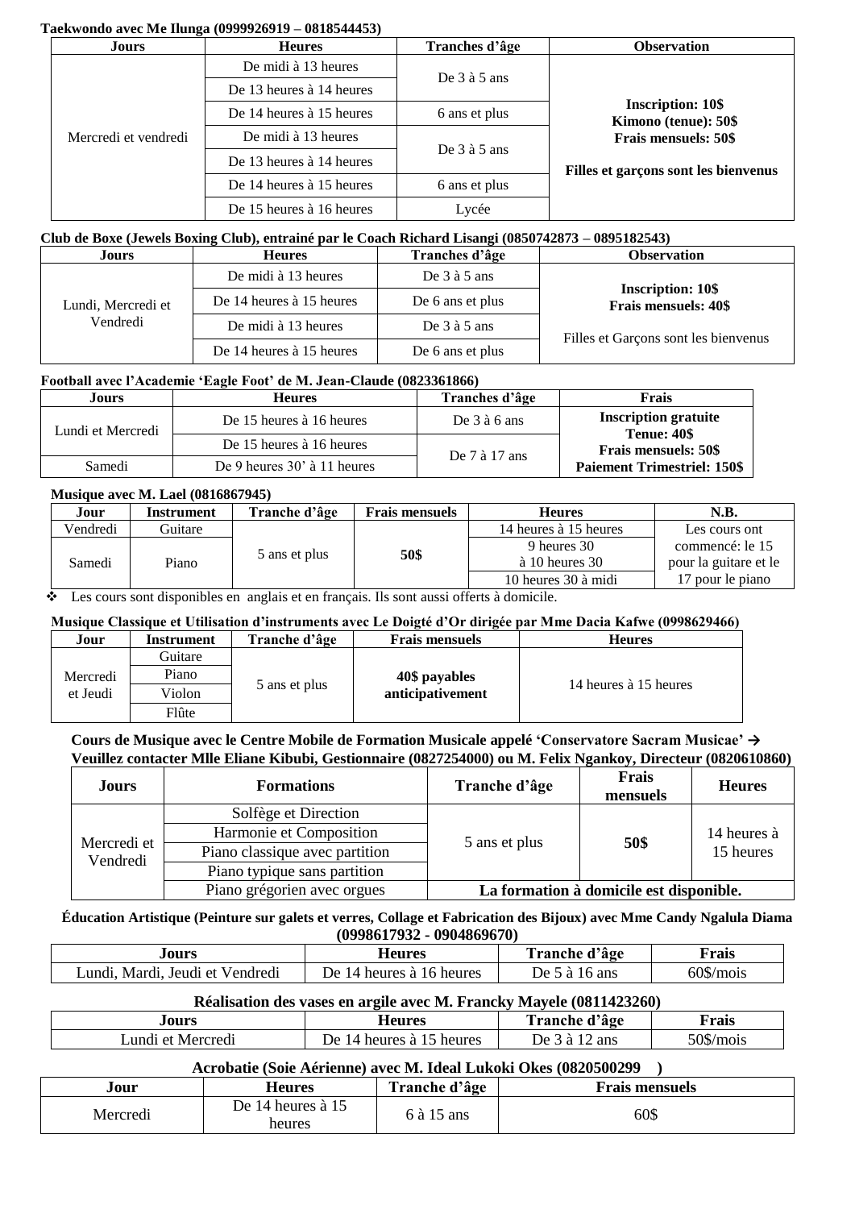**Taekwondo avec Me Ilunga (0999926919 – 0818544453)**

| Jours | Heures | Tranches d'âge | Observation |
|---|---|---|---|
| Mercredi et vendredi | De midi à 13 heures | De 3 à 5 ans | **Inscription: 10$** **Kimono (tenue): 50$** **Frais mensuels: 50$** **Filles et garçons sont les bienvenus** |
| | De 13 heures à 14 heures | | |
| | De 14 heures à 15 heures | 6 ans et plus | |
| | De midi à 13 heures | De 3 à 5 ans | |
| | De 13 heures à 14 heures | | |
| | De 14 heures à 15 heures | 6 ans et plus | |
| | De 15 heures à 16 heures | Lycée | |

**Club de Boxe (Jewels Boxing Club), entrainé par le Coach Richard Lisangi (0850742873 – 0895182543)**

| Jours | Heures | Tranches d'âge | Observation |
|---|---|---|---|
| Lundi, Mercredi et Vendredi | De midi à 13 heures | De 3 à 5 ans | **Inscription: 10$** **Frais mensuels: 40$** Filles et Garçons sont les bienvenus |
| | De 14 heures à 15 heures | De 6 ans et plus | |
| | De midi à 13 heures | De 3 à 5 ans | |
| | De 14 heures à 15 heures | De 6 ans et plus | |

**Football avec l'Academie 'Eagle Foot' de M. Jean-Claude (0823361866)**

| Jours | Heures | Tranches d'âge | Frais |
|---|---|---|---|
| Lundi et Mercredi | De 15 heures à 16 heures | De 3 à 6 ans | **Inscription gratuite** **Tenue: 40$** **Frais mensuels: 50$** **Paiement Trimestriel: 150$** |
| | De 15 heures à 16 heures | De 7 à 17 ans | |
| Samedi | De 9 heures 30' à 11 heures | | |

**Musique avec M. Lael (0816867945)**

| Jour | Instrument | Tranche d'âge | Frais mensuels | Heures | N.B. |
|---|---|---|---|---|---|
| Vendredi | Guitare | 5 ans et plus | **50$** | 14 heures à 15 heures | Les cours ont commencé: le 15 pour la guitare et le 17 pour le piano |
| Samedi | Piano | | | 9 heures 30 à 10 heures 30 | |
| | | | | 10 heures 30 à midi | |

- Les cours sont disponibles en anglais et en français. Ils sont aussi offerts à domicile.

**Musique Classique et Utilisation d'instruments avec Le Doigté d'Or dirigée par Mme Dacia Kafwe (0998629466)**

| Jour | Instrument | Tranche d'âge | Frais mensuels | Heures |
|---|---|---|---|---|
| Mercredi et Jeudi | Guitare | 5 ans et plus | **40$ payables anticipativement** | 14 heures à 15 heures |
| | Piano | | | |
| | Violon | | | |
| | Flûte | | | |

**Cours de Musique avec le Centre Mobile de Formation Musicale appelé 'Conservatore Sacram Musicae' → Veuillez contacter Mlle Eliane Kibubi, Gestionnaire (0827254000) ou M. Felix Ngankoy, Directeur (0820610860)**

| Jours | Formations | Tranche d'âge | Frais mensuels | Heures |
|---|---|---|---|---|
| Mercredi et Vendredi | Solfège et Direction | 5 ans et plus | **50$** | 14 heures à 15 heures |
| | Harmonie et Composition | | | |
| | Piano classique avec partition | | | |
| | Piano typique sans partition | | | |
| | Piano grégorien avec orgues | **La formation à domicile est disponible.** | | |

**Éducation Artistique (Peinture sur galets et verres, Collage et Fabrication des Bijoux) avec Mme Candy Ngalula Diama (0998617932 - 0904869670)**

| Jours | Heures | Tranche d'âge | Frais |
|---|---|---|---|
| Lundi, Mardi, Jeudi et Vendredi | De 14 heures à 16 heures | De 5 à 16 ans | 60$/mois |

**Réalisation des vases en argile avec M. Francky Mayele (0811423260)**

| Jours | Heures | Tranche d'âge | Frais |
|---|---|---|---|
| Lundi et Mercredi | De 14 heures à 15 heures | De 3 à 12 ans | 50$/mois |

**Acrobatie (Soie Aérienne) avec M. Ideal Lukoki Okes (0820500299 )**

| Jour | Heures | Tranche d'âge | Frais mensuels |
|---|---|---|---|
| Mercredi | De 14 heures à 15 heures | 6 à 15 ans | 60$ |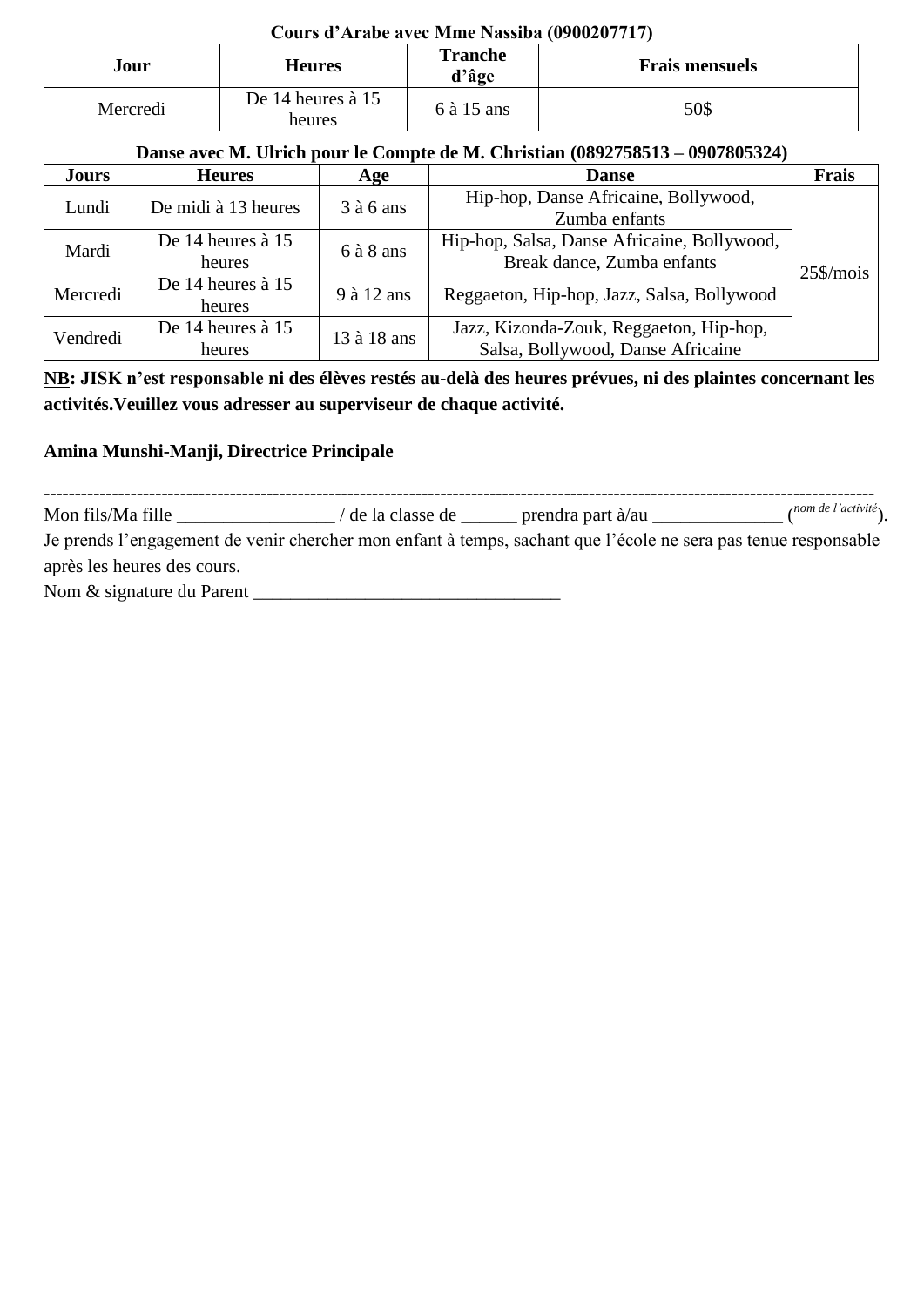**Cours d'Arabe avec Mme Nassiba (0900207717)**

| Jour | Heures | Tranche d'âge | Frais mensuels |
|---|---|---|---|
| Mercredi | De 14 heures à 15 heures | 6 à 15 ans | 50$ |

**Danse avec M. Ulrich pour le Compte de M. Christian (0892758513 – 0907805324)**

| Jours | Heures | Age | Danse | Frais |
|---|---|---|---|---|
| Lundi | De midi à 13 heures | 3 à 6 ans | Hip-hop, Danse Africaine, Bollywood, Zumba enfants | 25$/mois |
| Mardi | De 14 heures à 15 heures | 6 à 8 ans | Hip-hop, Salsa, Danse Africaine, Bollywood, Break dance, Zumba enfants | |
| Mercredi | De 14 heures à 15 heures | 9 à 12 ans | Reggaeton, Hip-hop, Jazz, Salsa, Bollywood | |
| Vendredi | De 14 heures à 15 heures | 13 à 18 ans | Jazz, Kizonda-Zouk, Reggaeton, Hip-hop, Salsa, Bollywood, Danse Africaine | |

**NB: JISK n'est responsable ni des élèves restés au-delà des heures prévues, ni des plaintes concernant les activités.Veuillez vous adresser au superviseur de chaque activité.**

**Amina Munshi-Manji, Directrice Principale**

---

Mon fils/Ma fille ________________ / de la classe de ______ prendra part à/au ______________ (*nom de l'activité*).
Je prends l'engagement de venir chercher mon enfant à temps, sachant que l'école ne sera pas tenue responsable après les heures des cours.
Nom & signature du Parent ________________________________